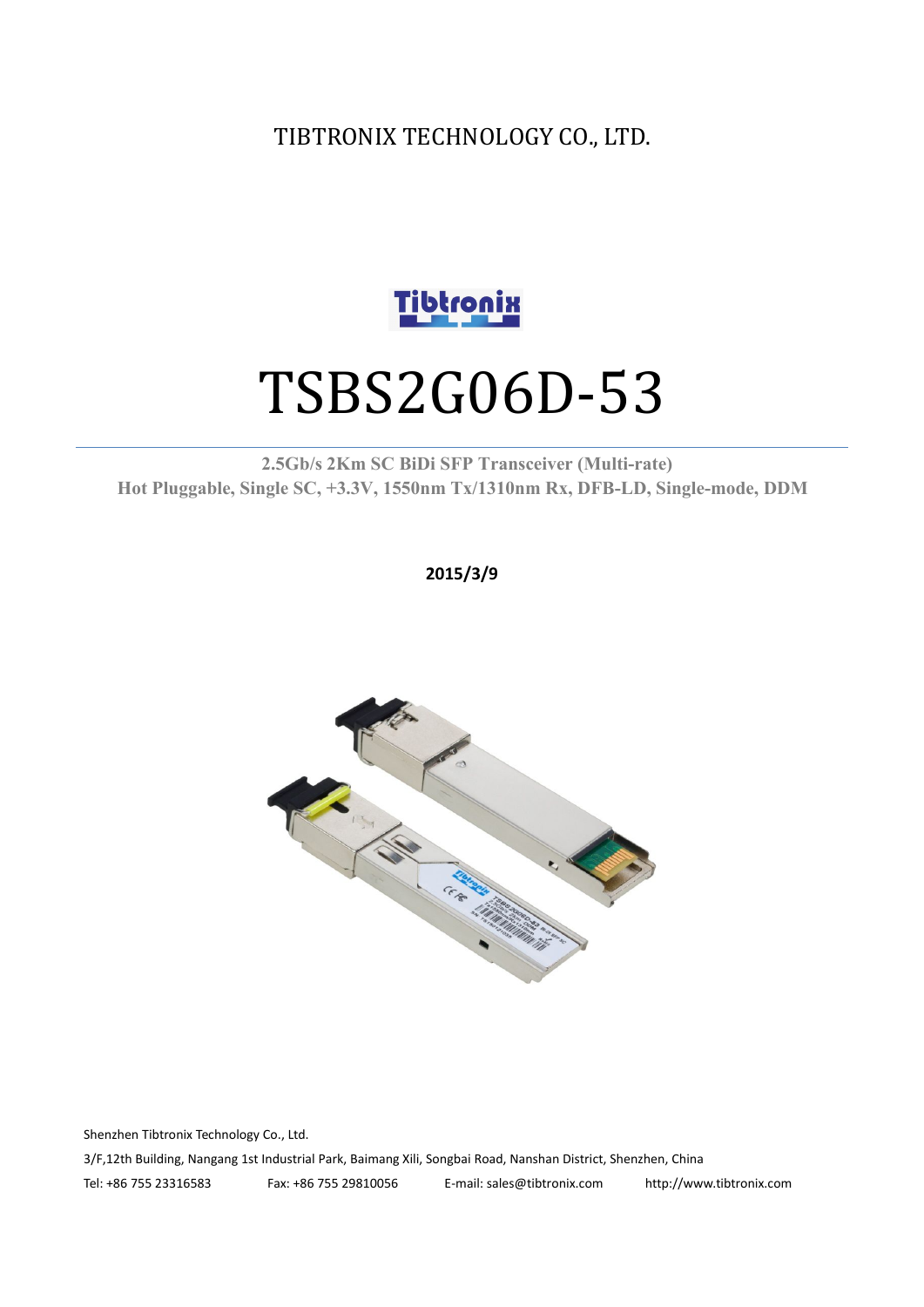TIBTRONIX TECHNOLOGY CO., LTD.

# TSBS2G06D-53

**2.5Gb/s 2Km SC BiDi SFP Transceiver (Multi-rate)**
**Hot Pluggable, Single SC, +3.3V, 1550nm Tx/1310nm Rx, DFB-LD, Single-mode, DDM**

**2015/3/9**

Shenzhen Tibtronix Technology Co., Ltd.

3/F,12th Building, Nangang 1st Industrial Park, Baimang Xili, Songbai Road, Nanshan District, Shenzhen, China

Tel: +86 755 23316583 Fax: +86 755 29810056 E-mail: sales@tibtronix.com http://www.tibtronix.com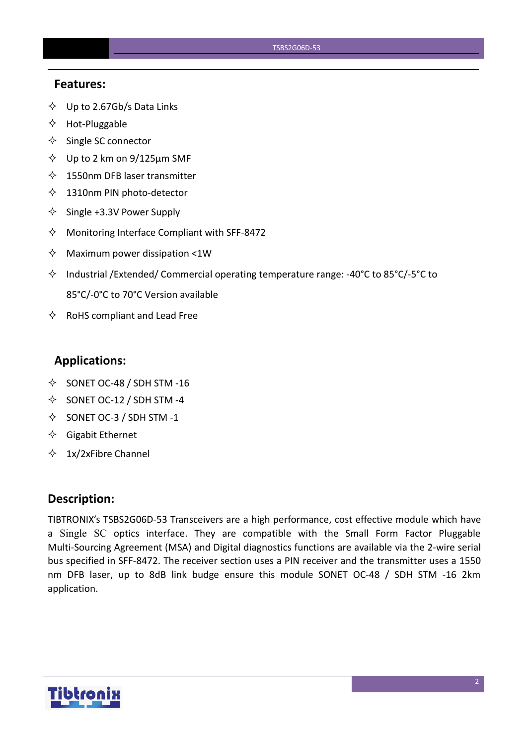## Features:

- Up to 2.67Gb/s Data Links
- Hot-Pluggable
- Single SC connector
- Up to 2 km on 9/125µm SMF
- 1550nm DFB laser transmitter
- 1310nm PIN photo-detector
- Single +3.3V Power Supply
- Monitoring Interface Compliant with SFF-8472
- Maximum power dissipation <1W
- Industrial /Extended/ Commercial operating temperature range: -40°C to 85°C/-5°C to 85°C/-0°C to 70°C Version available
- RoHS compliant and Lead Free

## Applications:

- SONET OC-48 / SDH STM -16
- SONET OC-12 / SDH STM -4
- SONET OC-3 / SDH STM -1
- Gigabit Ethernet
- 1x/2xFibre Channel

## Description:

TIBTRONIX's TSBS2G06D-53 Transceivers are a high performance, cost effective module which have a Single SC optics interface. They are compatible with the Small Form Factor Pluggable Multi-Sourcing Agreement (MSA) and Digital diagnostics functions are available via the 2-wire serial bus specified in SFF-8472. The receiver section uses a PIN receiver and the transmitter uses a 1550 nm DFB laser, up to 8dB link budge ensure this module SONET OC-48 / SDH STM -16 2km application.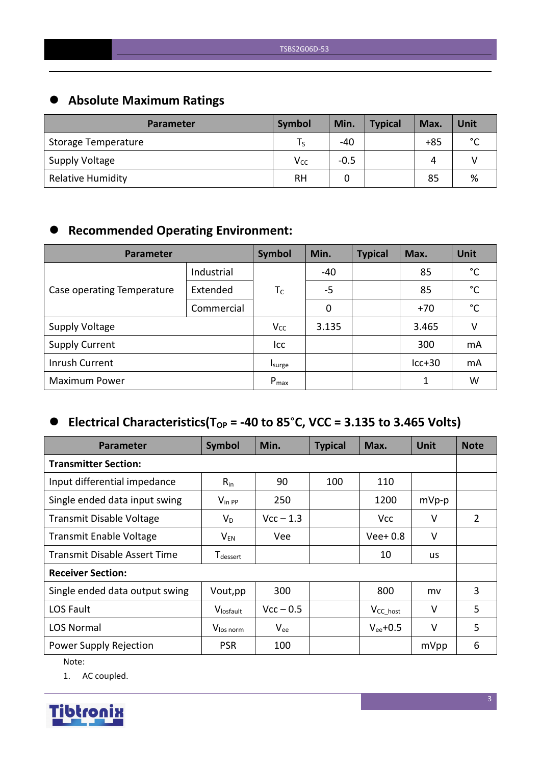## Absolute Maximum Ratings

| Parameter | Symbol | Min. | Typical | Max. | Unit |
|---|---|---|---|---|---|
| Storage Temperature | $T_S$ | -40 | | +85 | °C |
| Supply Voltage | $V_{CC}$ | -0.5 | | 4 | V |
| Relative Humidity | RH | 0 | | 85 | % |

## Recommended Operating Environment:

| Parameter | | Symbol | Min. | Typical | Max. | Unit |
|---|---|---|---|---|---|---|
| Case operating Temperature | Industrial | $T_C$ | -40 | | 85 | °C |
| | Extended | | -5 | | 85 | °C |
| | Commercial | | 0 | | +70 | °C |
| Supply Voltage | | $V_{CC}$ | 3.135 | | 3.465 | V |
| Supply Current | | Icc | | | 300 | mA |
| Inrush Current | | $I_{surge}$ | | | Icc+30 | mA |
| Maximum Power | | $P_{max}$ | | | 1 | W |

## Electrical Characteristics($T_{OP}$ = -40 to 85°C, VCC = 3.135 to 3.465 Volts)

| Parameter | Symbol | Min. | Typical | Max. | Unit | Note |
|---|---|---|---|---|---|---|
| **Transmitter Section:** | | | | | | |
| Input differential impedance | $R_{in}$ | 90 | 100 | 110 | | |
| Single ended data input swing | $V_{in\ PP}$ | 250 | | 1200 | mVp-p | |
| Transmit Disable Voltage | $V_D$ | Vcc – 1.3 | | Vcc | V | 2 |
| Transmit Enable Voltage | $V_{EN}$ | Vee | | Vee+ 0.8 | V | |
| Transmit Disable Assert Time | $T_{dessert}$ | | | 10 | us | |
| **Receiver Section:** | | | | | | |
| Single ended data output swing | Vout,pp | 300 | | 800 | mv | 3 |
| LOS Fault | $V_{losfault}$ | Vcc – 0.5 | | $V_{CC\_host}$ | V | 5 |
| LOS Normal | $V_{los\ norm}$ | $V_{ee}$ | | $V_{ee}$+0.5 | V | 5 |
| Power Supply Rejection | PSR | 100 | | | mVpp | 6 |

Note:

1. AC coupled.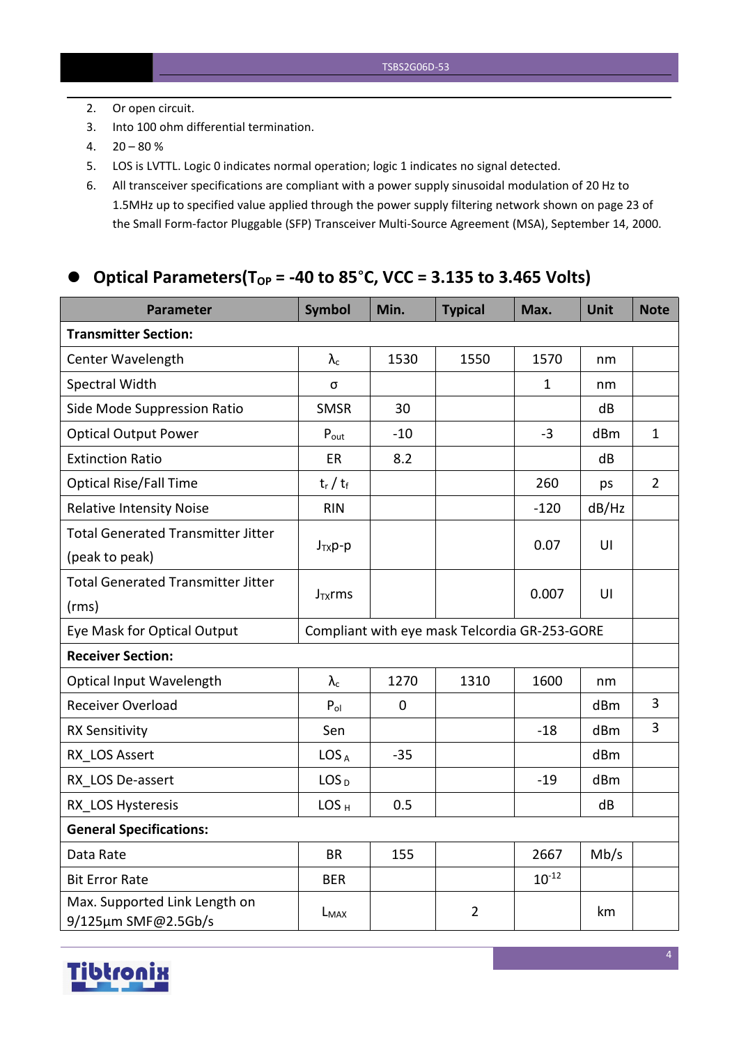2. Or open circuit.
3. Into 100 ohm differential termination.
4. 20 – 80 %
5. LOS is LVTTL. Logic 0 indicates normal operation; logic 1 indicates no signal detected.
6. All transceiver specifications are compliant with a power supply sinusoidal modulation of 20 Hz to 1.5MHz up to specified value applied through the power supply filtering network shown on page 23 of the Small Form-factor Pluggable (SFP) Transceiver Multi-Source Agreement (MSA), September 14, 2000.

## Optical Parameters($T_{OP}$ = -40 to 85°C, VCC = 3.135 to 3.465 Volts)

| Parameter | Symbol | Min. | Typical | Max. | Unit | Note |
|---|---|---|---|---|---|---|
| **Transmitter Section:** | | | | | | |
| Center Wavelength | $\lambda_c$ | 1530 | 1550 | 1570 | nm | |
| Spectral Width | σ | | | 1 | nm | |
| Side Mode Suppression Ratio | SMSR | 30 | | | dB | |
| Optical Output Power | $P_{out}$ | -10 | | -3 | dBm | 1 |
| Extinction Ratio | ER | 8.2 | | | dB | |
| Optical Rise/Fall Time | $t_r$ / $t_f$ | | | 260 | ps | 2 |
| Relative Intensity Noise | RIN | | | -120 | dB/Hz | |
| Total Generated Transmitter Jitter (peak to peak) | $J_{TX}$p-p | | | 0.07 | UI | |
| Total Generated Transmitter Jitter (rms) | $J_{TX}$rms | | | 0.007 | UI | |
| Eye Mask for Optical Output | Compliant with eye mask Telcordia GR-253-GORE | | | | | |
| **Receiver Section:** | | | | | | |
| Optical Input Wavelength | $\lambda_c$ | 1270 | 1310 | 1600 | nm | |
| Receiver Overload | $P_{ol}$ | 0 | | | dBm | 3 |
| RX Sensitivity | Sen | | | -18 | dBm | 3 |
| RX_LOS Assert | $LOS_A$ | -35 | | | dBm | |
| RX_LOS De-assert | $LOS_D$ | | | -19 | dBm | |
| RX_LOS Hysteresis | $LOS_H$ | 0.5 | | | dB | |
| **General Specifications:** | | | | | | |
| Data Rate | BR | 155 | | 2667 | Mb/s | |
| Bit Error Rate | BER | | | $10^{-12}$ | | |
| Max. Supported Link Length on 9/125μm SMF@2.5Gb/s | $L_{MAX}$ | | 2 | | km | |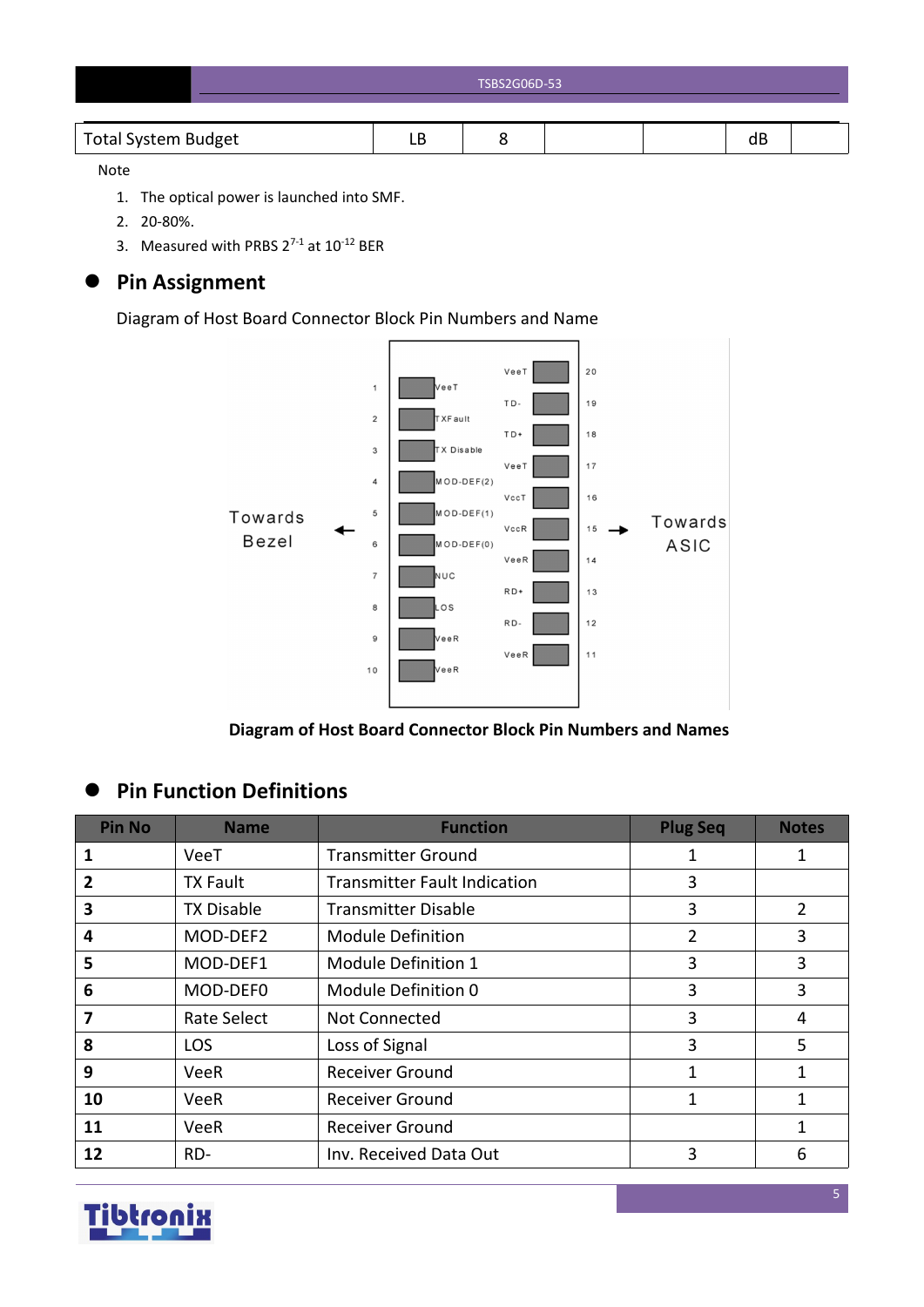| Total System Budget | LB | 8 | | | dB | |
|---|---|---|---|---|---|---|

Note

1. The optical power is launched into SMF.
2. 20-80%.
3. Measured with PRBS $2^{7-1}$ at $10^{-12}$ BER

## Pin Assignment

Diagram of Host Board Connector Block Pin Numbers and Name

Towards Bezel ← | 1 VeeT | 2 TXFault | 3 TX Disable | 4 MOD-DEF(2) | 5 MOD-DEF(1) | 6 MOD-DEF(0) | 7 NUC | 8 LOS | 9 VeeR | 10 VeeR | 20 VeeT | 19 TD- | 18 TD+ | 17 VeeT | 16 VccT | 15 VccR | 14 VeeR | 13 RD+ | 12 RD- | 11 VeeR | → Towards ASIC

**Diagram of Host Board Connector Block Pin Numbers and Names**

## Pin Function Definitions

| Pin No | Name | Function | Plug Seq | Notes |
|---|---|---|---|---|
| **1** | VeeT | Transmitter Ground | 1 | 1 |
| **2** | TX Fault | Transmitter Fault Indication | 3 | |
| **3** | TX Disable | Transmitter Disable | 3 | 2 |
| **4** | MOD-DEF2 | Module Definition | 2 | 3 |
| **5** | MOD-DEF1 | Module Definition 1 | 3 | 3 |
| **6** | MOD-DEF0 | Module Definition 0 | 3 | 3 |
| **7** | Rate Select | Not Connected | 3 | 4 |
| **8** | LOS | Loss of Signal | 3 | 5 |
| **9** | VeeR | Receiver Ground | 1 | 1 |
| **10** | VeeR | Receiver Ground | 1 | 1 |
| **11** | VeeR | Receiver Ground | | 1 |
| **12** | RD- | Inv. Received Data Out | 3 | 6 |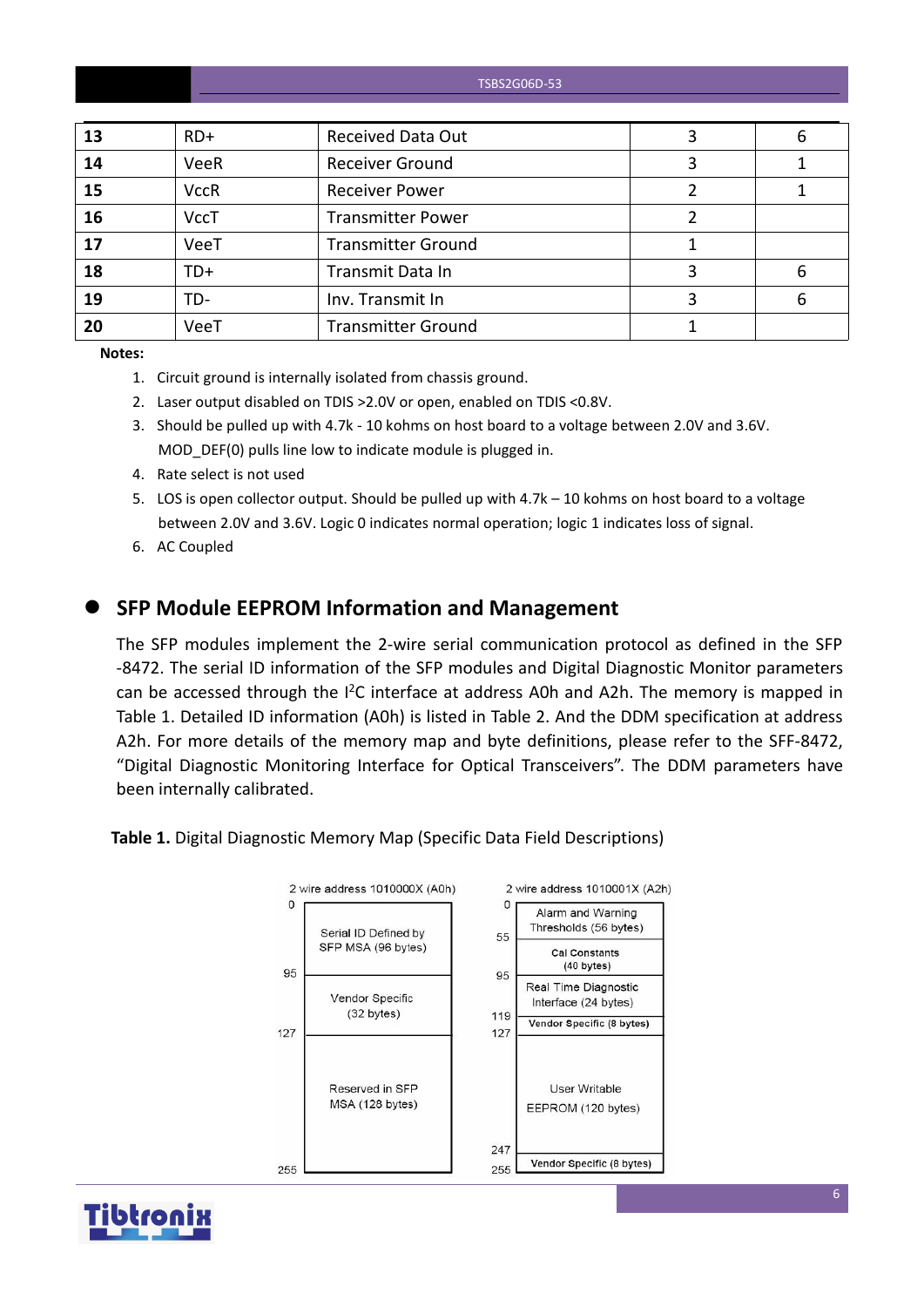| 13 | RD+ | Received Data Out | 3 | 6 |
|---|---|---|---|---|
| 14 | VeeR | Receiver Ground | 3 | 1 |
| 15 | VccR | Receiver Power | 2 | 1 |
| 16 | VccT | Transmitter Power | 2 | |
| 17 | VeeT | Transmitter Ground | 1 | |
| 18 | TD+ | Transmit Data In | 3 | 6 |
| 19 | TD- | Inv. Transmit In | 3 | 6 |
| 20 | VeeT | Transmitter Ground | 1 | |

**Notes:**

1. Circuit ground is internally isolated from chassis ground.
2. Laser output disabled on TDIS >2.0V or open, enabled on TDIS <0.8V.
3. Should be pulled up with 4.7k - 10 kohms on host board to a voltage between 2.0V and 3.6V. MOD_DEF(0) pulls line low to indicate module is plugged in.
4. Rate select is not used
5. LOS is open collector output. Should be pulled up with 4.7k – 10 kohms on host board to a voltage between 2.0V and 3.6V. Logic 0 indicates normal operation; logic 1 indicates loss of signal.
6. AC Coupled

## SFP Module EEPROM Information and Management

The SFP modules implement the 2-wire serial communication protocol as defined in the SFP -8472. The serial ID information of the SFP modules and Digital Diagnostic Monitor parameters can be accessed through the I$^2$C interface at address A0h and A2h. The memory is mapped in Table 1. Detailed ID information (A0h) is listed in Table 2. And the DDM specification at address A2h. For more details of the memory map and byte definitions, please refer to the SFF-8472, "Digital Diagnostic Monitoring Interface for Optical Transceivers". The DDM parameters have been internally calibrated.

**Table 1.** Digital Diagnostic Memory Map (Specific Data Field Descriptions)

| 2 wire address 1010000X (A0h) | | 2 wire address 1010001X (A2h) | |
|---|---|---|---|
| 0–95 | Serial ID Defined by SFP MSA (96 bytes) | 0–55 | Alarm and Warning Thresholds (56 bytes) |
| | | 55–95 | Cal Constants (40 bytes) |
| 95–127 | Vendor Specific (32 bytes) | 95–119 | Real Time Diagnostic Interface (24 bytes) |
| | | 119–127 | Vendor Specific (8 bytes) |
| 127–255 | Reserved in SFP MSA (128 bytes) | 127–247 | User Writable EEPROM (120 bytes) |
| | | 247–255 | Vendor Specific (8 bytes) |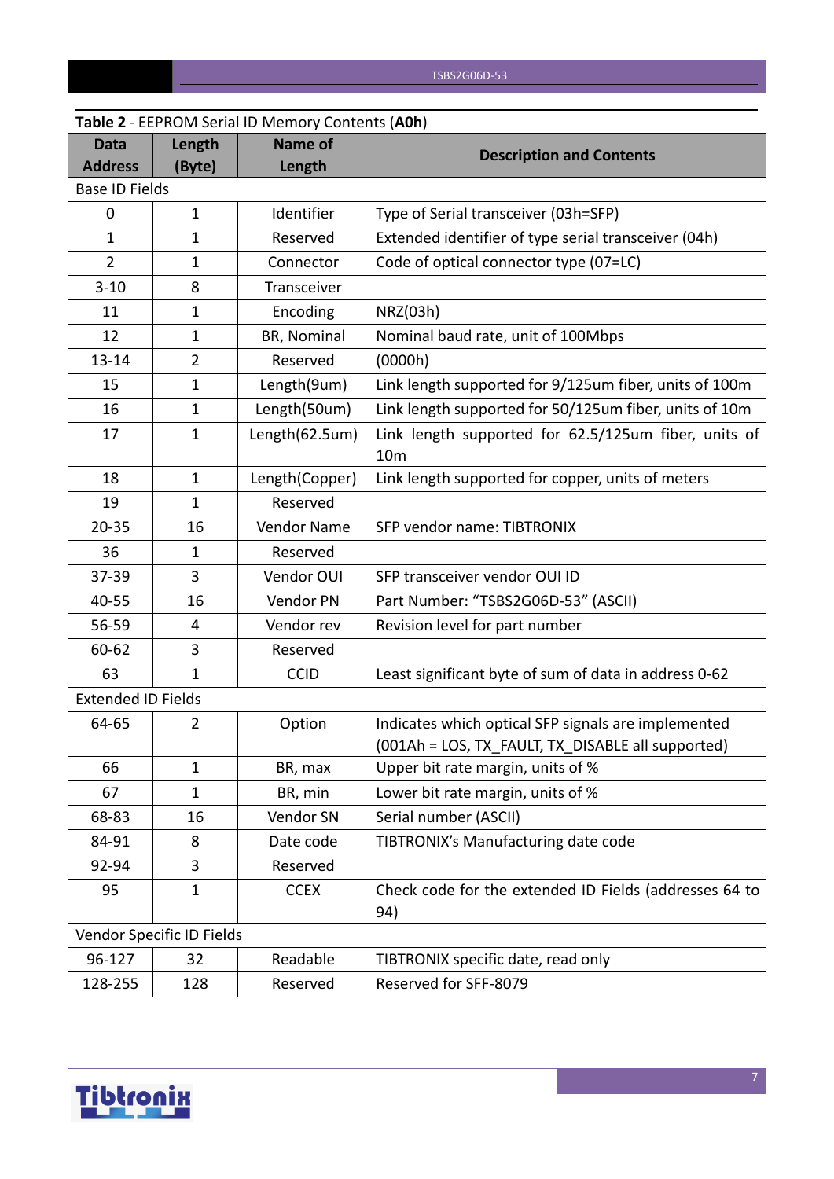**Table 2** - EEPROM Serial ID Memory Contents (**A0h**)

| Data Address | Length (Byte) | Name of Length | Description and Contents |
|---|---|---|---|
| Base ID Fields | | | |
| 0 | 1 | Identifier | Type of Serial transceiver (03h=SFP) |
| 1 | 1 | Reserved | Extended identifier of type serial transceiver (04h) |
| 2 | 1 | Connector | Code of optical connector type (07=LC) |
| 3-10 | 8 | Transceiver | |
| 11 | 1 | Encoding | NRZ(03h) |
| 12 | 1 | BR, Nominal | Nominal baud rate, unit of 100Mbps |
| 13-14 | 2 | Reserved | (0000h) |
| 15 | 1 | Length(9um) | Link length supported for 9/125um fiber, units of 100m |
| 16 | 1 | Length(50um) | Link length supported for 50/125um fiber, units of 10m |
| 17 | 1 | Length(62.5um) | Link length supported for 62.5/125um fiber, units of 10m |
| 18 | 1 | Length(Copper) | Link length supported for copper, units of meters |
| 19 | 1 | Reserved | |
| 20-35 | 16 | Vendor Name | SFP vendor name: TIBTRONIX |
| 36 | 1 | Reserved | |
| 37-39 | 3 | Vendor OUI | SFP transceiver vendor OUI ID |
| 40-55 | 16 | Vendor PN | Part Number: "TSBS2G06D-53" (ASCII) |
| 56-59 | 4 | Vendor rev | Revision level for part number |
| 60-62 | 3 | Reserved | |
| 63 | 1 | CCID | Least significant byte of sum of data in address 0-62 |
| Extended ID Fields | | | |
| 64-65 | 2 | Option | Indicates which optical SFP signals are implemented (001Ah = LOS, TX_FAULT, TX_DISABLE all supported) |
| 66 | 1 | BR, max | Upper bit rate margin, units of % |
| 67 | 1 | BR, min | Lower bit rate margin, units of % |
| 68-83 | 16 | Vendor SN | Serial number (ASCII) |
| 84-91 | 8 | Date code | TIBTRONIX's Manufacturing date code |
| 92-94 | 3 | Reserved | |
| 95 | 1 | CCEX | Check code for the extended ID Fields (addresses 64 to 94) |
| Vendor Specific ID Fields | | | |
| 96-127 | 32 | Readable | TIBTRONIX specific date, read only |
| 128-255 | 128 | Reserved | Reserved for SFF-8079 |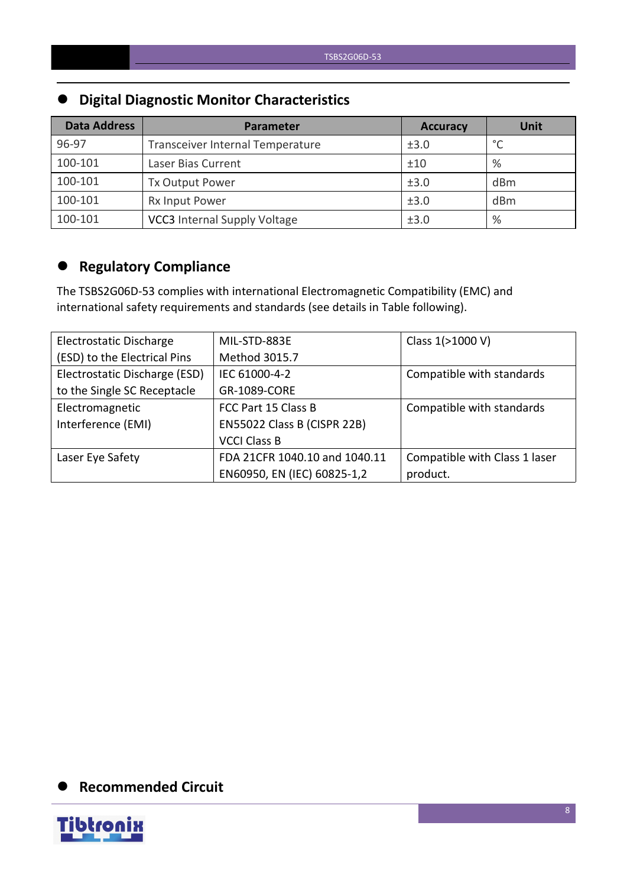## Digital Diagnostic Monitor Characteristics

| Data Address | Parameter | Accuracy | Unit |
|---|---|---|---|
| 96-97 | Transceiver Internal Temperature | ±3.0 | °C |
| 100-101 | Laser Bias Current | ±10 | % |
| 100-101 | Tx Output Power | ±3.0 | dBm |
| 100-101 | Rx Input Power | ±3.0 | dBm |
| 100-101 | VCC3 Internal Supply Voltage | ±3.0 | % |

## Regulatory Compliance

The TSBS2G06D-53 complies with international Electromagnetic Compatibility (EMC) and international safety requirements and standards (see details in Table following).

| | | |
|---|---|---|
| Electrostatic Discharge (ESD) to the Electrical Pins | MIL-STD-883E Method 3015.7 | Class 1(>1000 V) |
| Electrostatic Discharge (ESD) to the Single SC Receptacle | IEC 61000-4-2 GR-1089-CORE | Compatible with standards |
| Electromagnetic Interference (EMI) | FCC Part 15 Class B EN55022 Class B (CISPR 22B) VCCI Class B | Compatible with standards |
| Laser Eye Safety | FDA 21CFR 1040.10 and 1040.11 EN60950, EN (IEC) 60825-1,2 | Compatible with Class 1 laser product. |

## Recommended Circuit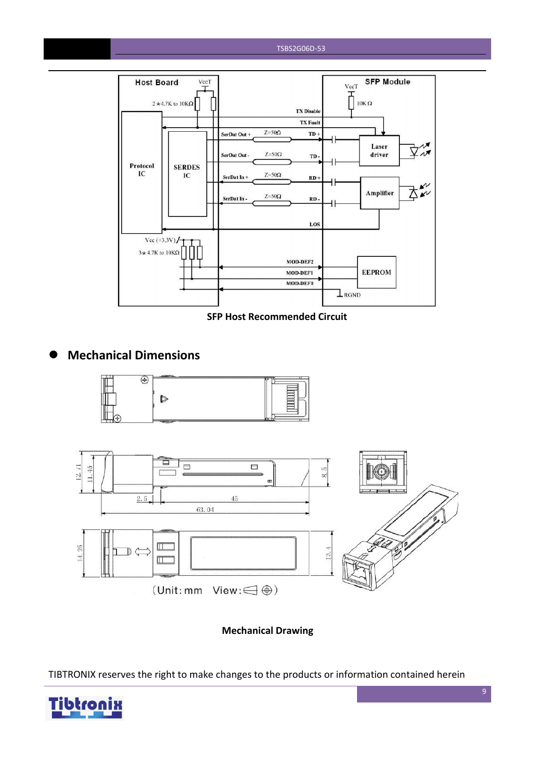SFP Host Recommended Circuit

## Mechanical Dimensions

Mechanical Drawing

TIBTRONIX reserves the right to make changes to the products or information contained herein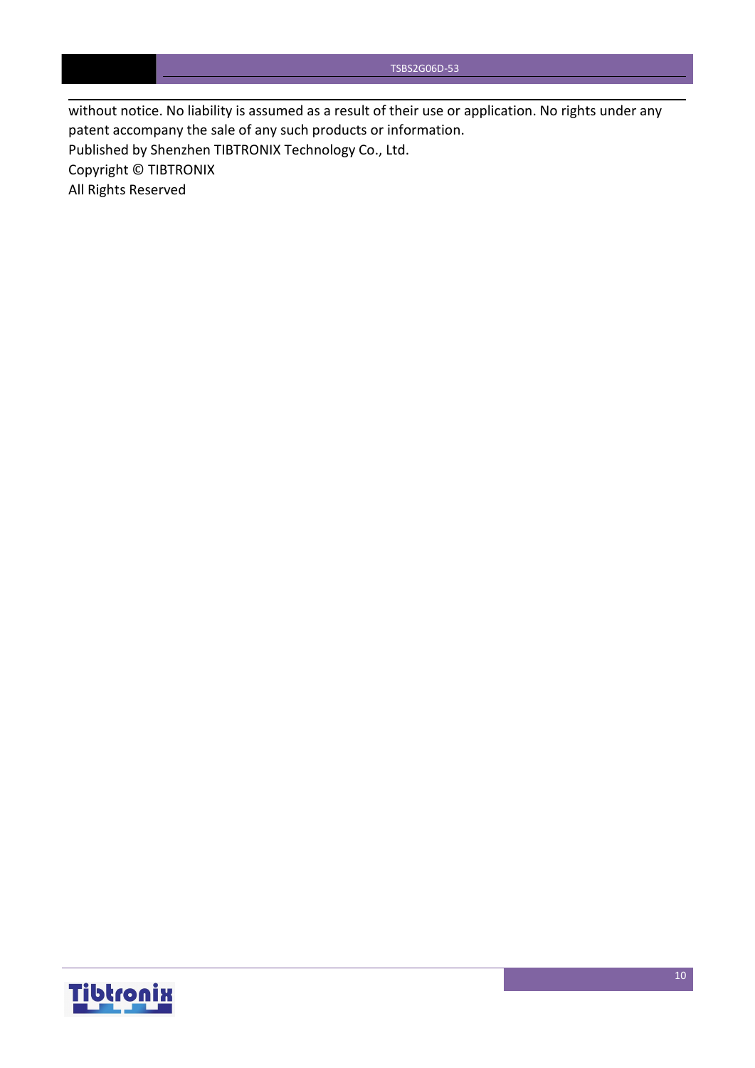without notice. No liability is assumed as a result of their use or application. No rights under any patent accompany the sale of any such products or information.

Published by Shenzhen TIBTRONIX Technology Co., Ltd.

Copyright © TIBTRONIX

All Rights Reserved